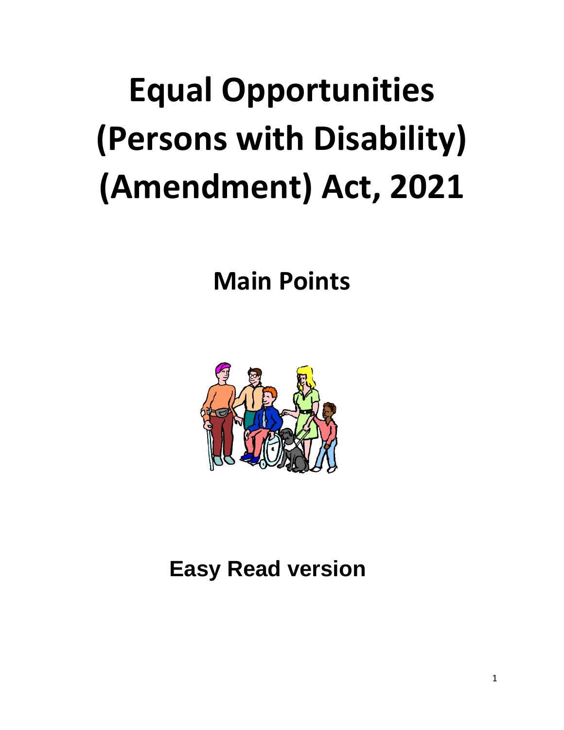# Equal Opportunities (Persons with Disability) (Amendment) Act, 2021

## Main Points

### Easy Read version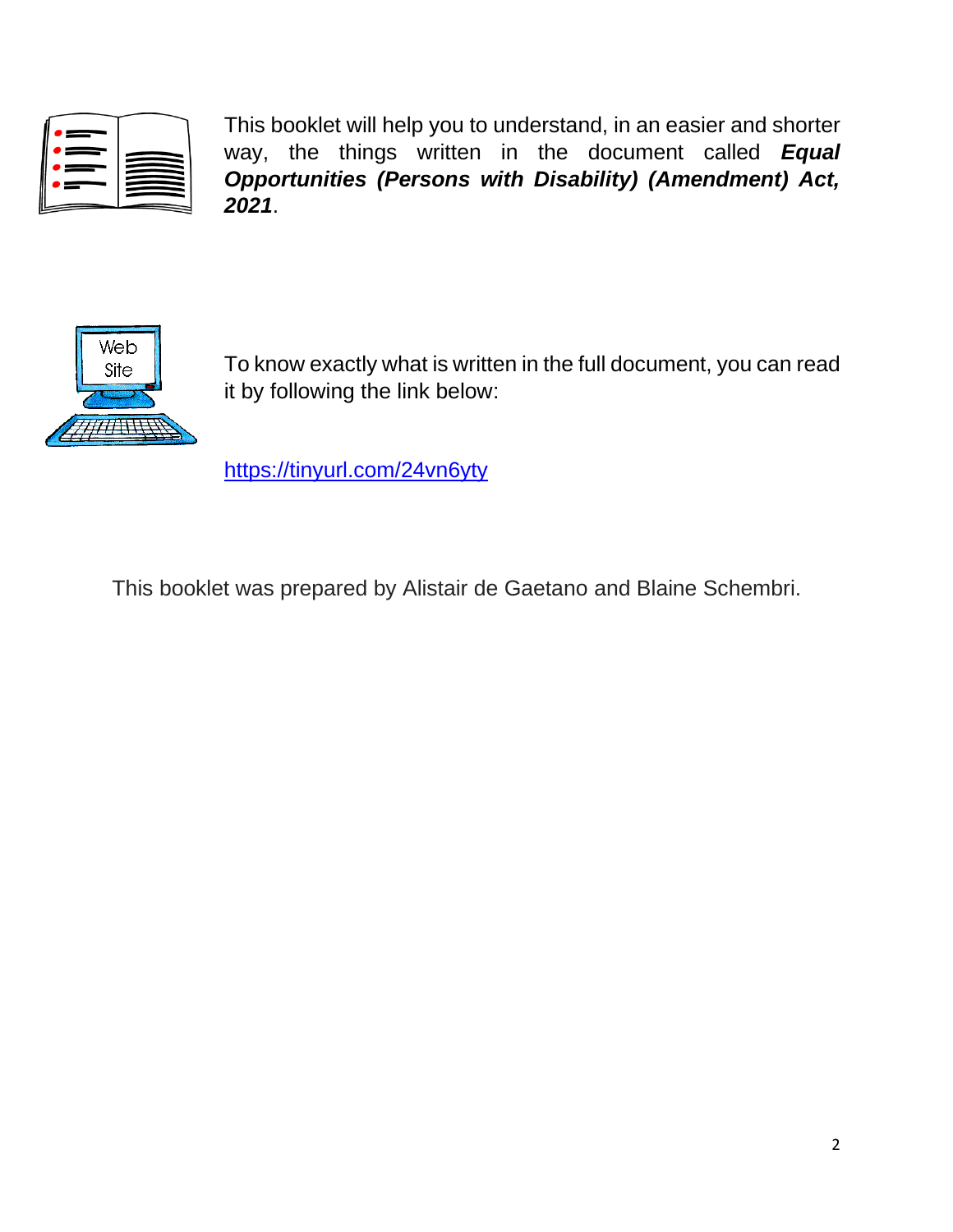This booklet will help you to understand, in an easier and shorter way, the things written in the document called ***Equal Opportunities (Persons with Disability) (Amendment) Act, 2021***.

To know exactly what is written in the full document, you can read it by following the link below:

[https://tinyurl.com/24vn6yty](https://tinyurl.com/24vn6yty)

This booklet was prepared by Alistair de Gaetano and Blaine Schembri.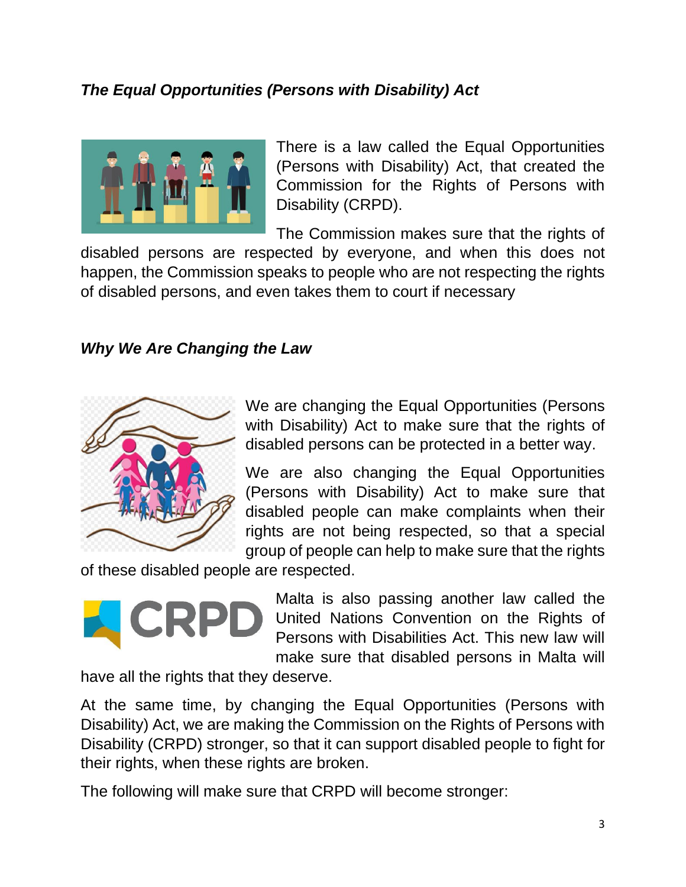***The Equal Opportunities (Persons with Disability) Act***

There is a law called the Equal Opportunities (Persons with Disability) Act, that created the Commission for the Rights of Persons with Disability (CRPD).

The Commission makes sure that the rights of disabled persons are respected by everyone, and when this does not happen, the Commission speaks to people who are not respecting the rights of disabled persons, and even takes them to court if necessary

***Why We Are Changing the Law***

We are changing the Equal Opportunities (Persons with Disability) Act to make sure that the rights of disabled persons can be protected in a better way.

We are also changing the Equal Opportunities (Persons with Disability) Act to make sure that disabled people can make complaints when their rights are not being respected, so that a special group of people can help to make sure that the rights of these disabled people are respected.

Malta is also passing another law called the United Nations Convention on the Rights of Persons with Disabilities Act. This new law will make sure that disabled persons in Malta will have all the rights that they deserve.

At the same time, by changing the Equal Opportunities (Persons with Disability) Act, we are making the Commission on the Rights of Persons with Disability (CRPD) stronger, so that it can support disabled people to fight for their rights, when these rights are broken.

The following will make sure that CRPD will become stronger: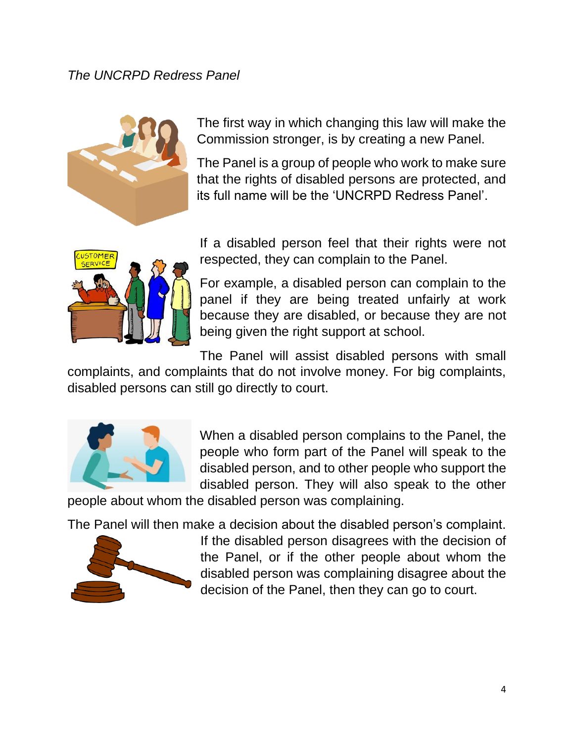*The UNCRPD Redress Panel*

The first way in which changing this law will make the Commission stronger, is by creating a new Panel.

The Panel is a group of people who work to make sure that the rights of disabled persons are protected, and its full name will be the 'UNCRPD Redress Panel'.

If a disabled person feel that their rights were not respected, they can complain to the Panel.

For example, a disabled person can complain to the panel if they are being treated unfairly at work because they are disabled, or because they are not being given the right support at school.

The Panel will assist disabled persons with small complaints, and complaints that do not involve money. For big complaints, disabled persons can still go directly to court.

When a disabled person complains to the Panel, the people who form part of the Panel will speak to the disabled person, and to other people who support the disabled person. They will also speak to the other people about whom the disabled person was complaining.

The Panel will then make a decision about the disabled person's complaint. If the disabled person disagrees with the decision of the Panel, or if the other people about whom the disabled person was complaining disagree about the decision of the Panel, then they can go to court.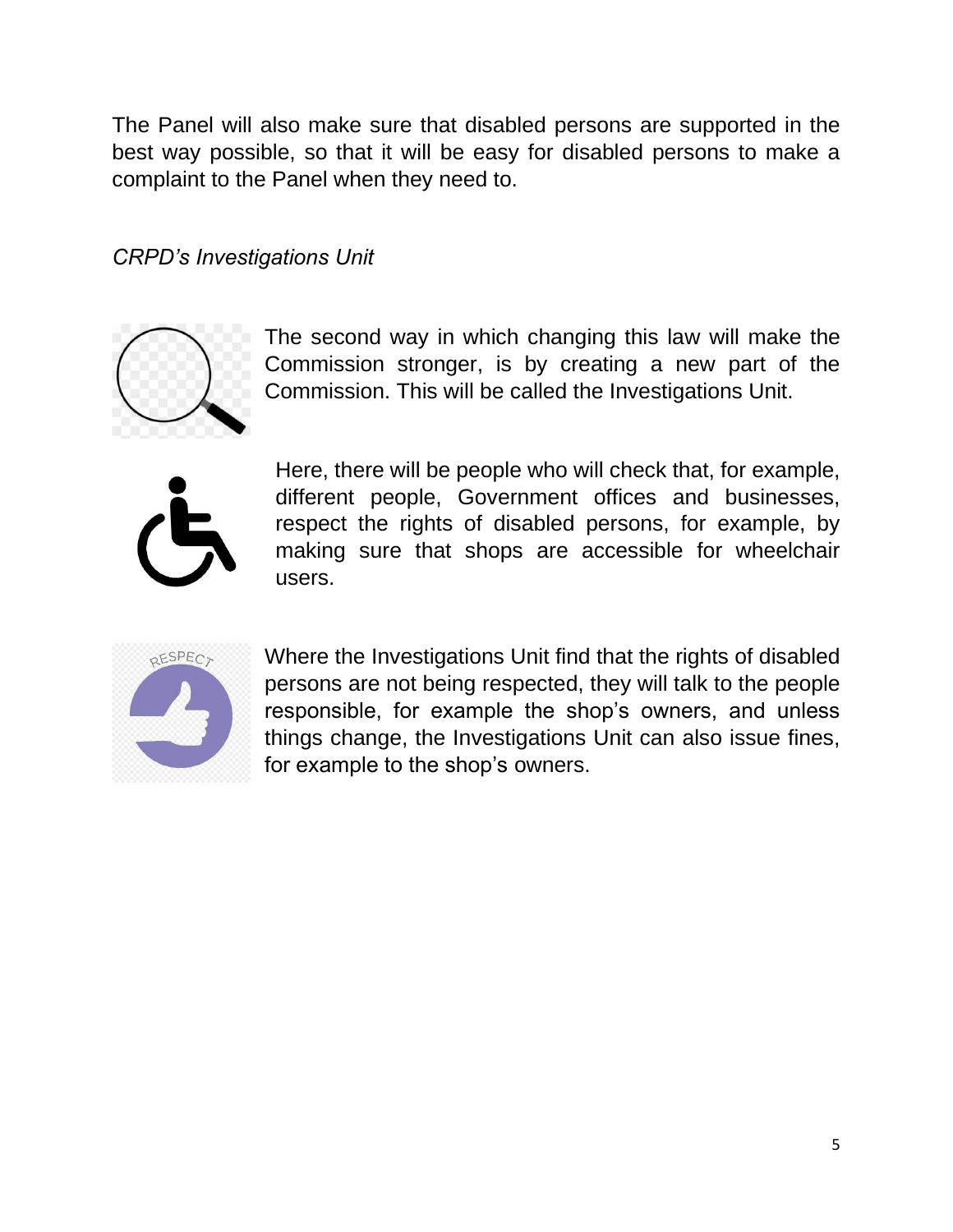The Panel will also make sure that disabled persons are supported in the best way possible, so that it will be easy for disabled persons to make a complaint to the Panel when they need to.

*CRPD's Investigations Unit*

The second way in which changing this law will make the Commission stronger, is by creating a new part of the Commission. This will be called the Investigations Unit.

Here, there will be people who will check that, for example, different people, Government offices and businesses, respect the rights of disabled persons, for example, by making sure that shops are accessible for wheelchair users.

Where the Investigations Unit find that the rights of disabled persons are not being respected, they will talk to the people responsible, for example the shop's owners, and unless things change, the Investigations Unit can also issue fines, for example to the shop's owners.